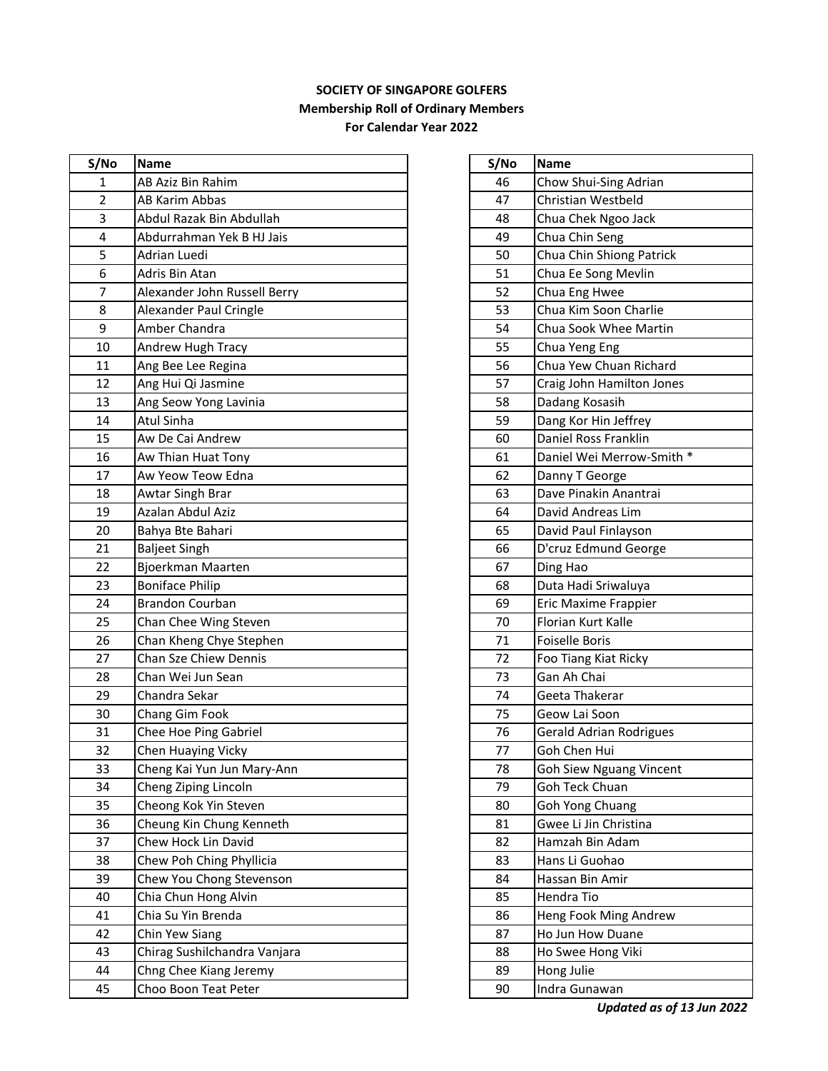**SOCIETY OF SINGAPORE GOLFERS**
**Membership Roll of Ordinary Members**
**For Calendar Year 2022**

| S/No | Name |
|---|---|
| 1 | AB Aziz Bin Rahim |
| 2 | AB Karim Abbas |
| 3 | Abdul Razak Bin Abdullah |
| 4 | Abdurrahman Yek B HJ Jais |
| 5 | Adrian Luedi |
| 6 | Adris Bin Atan |
| 7 | Alexander John Russell Berry |
| 8 | Alexander Paul Cringle |
| 9 | Amber Chandra |
| 10 | Andrew Hugh Tracy |
| 11 | Ang Bee Lee Regina |
| 12 | Ang Hui Qi Jasmine |
| 13 | Ang Seow Yong Lavinia |
| 14 | Atul Sinha |
| 15 | Aw De Cai Andrew |
| 16 | Aw Thian Huat Tony |
| 17 | Aw Yeow Teow Edna |
| 18 | Awtar Singh Brar |
| 19 | Azalan Abdul Aziz |
| 20 | Bahya Bte Bahari |
| 21 | Baljeet Singh |
| 22 | Bjoerkman Maarten |
| 23 | Boniface Philip |
| 24 | Brandon Courban |
| 25 | Chan Chee Wing Steven |
| 26 | Chan Kheng Chye Stephen |
| 27 | Chan Sze Chiew Dennis |
| 28 | Chan Wei Jun Sean |
| 29 | Chandra Sekar |
| 30 | Chang Gim Fook |
| 31 | Chee Hoe Ping Gabriel |
| 32 | Chen Huaying Vicky |
| 33 | Cheng Kai Yun Jun Mary-Ann |
| 34 | Cheng Ziping Lincoln |
| 35 | Cheong Kok Yin Steven |
| 36 | Cheung Kin Chung Kenneth |
| 37 | Chew Hock Lin David |
| 38 | Chew Poh Ching Phyllicia |
| 39 | Chew You Chong Stevenson |
| 40 | Chia Chun Hong Alvin |
| 41 | Chia Su Yin Brenda |
| 42 | Chin Yew Siang |
| 43 | Chirag Sushilchandra Vanjara |
| 44 | Chng Chee Kiang Jeremy |
| 45 | Choo Boon Teat Peter |
| 46 | Chow Shui-Sing Adrian |
| 47 | Christian Westbeld |
| 48 | Chua Chek Ngoo Jack |
| 49 | Chua Chin Seng |
| 50 | Chua Chin Shiong Patrick |
| 51 | Chua Ee Song Mevlin |
| 52 | Chua Eng Hwee |
| 53 | Chua Kim Soon Charlie |
| 54 | Chua Sook Whee Martin |
| 55 | Chua Yeng Eng |
| 56 | Chua Yew Chuan Richard |
| 57 | Craig John Hamilton Jones |
| 58 | Dadang Kosasih |
| 59 | Dang Kor Hin Jeffrey |
| 60 | Daniel Ross Franklin |
| 61 | Daniel Wei Merrow-Smith * |
| 62 | Danny T George |
| 63 | Dave Pinakin Anantrai |
| 64 | David Andreas Lim |
| 65 | David Paul Finlayson |
| 66 | D'cruz Edmund George |
| 67 | Ding Hao |
| 68 | Duta Hadi Sriwaluya |
| 69 | Eric Maxime Frappier |
| 70 | Florian Kurt Kalle |
| 71 | Foiselle Boris |
| 72 | Foo Tiang Kiat Ricky |
| 73 | Gan Ah Chai |
| 74 | Geeta Thakerar |
| 75 | Geow Lai Soon |
| 76 | Gerald Adrian Rodrigues |
| 77 | Goh Chen Hui |
| 78 | Goh Siew Nguang Vincent |
| 79 | Goh Teck Chuan |
| 80 | Goh Yong Chuang |
| 81 | Gwee Li Jin Christina |
| 82 | Hamzah Bin Adam |
| 83 | Hans Li Guohao |
| 84 | Hassan Bin Amir |
| 85 | Hendra Tio |
| 86 | Heng Fook Ming Andrew |
| 87 | Ho Jun How Duane |
| 88 | Ho Swee Hong Viki |
| 89 | Hong Julie |
| 90 | Indra Gunawan |

***Updated as of 13 Jun 2022***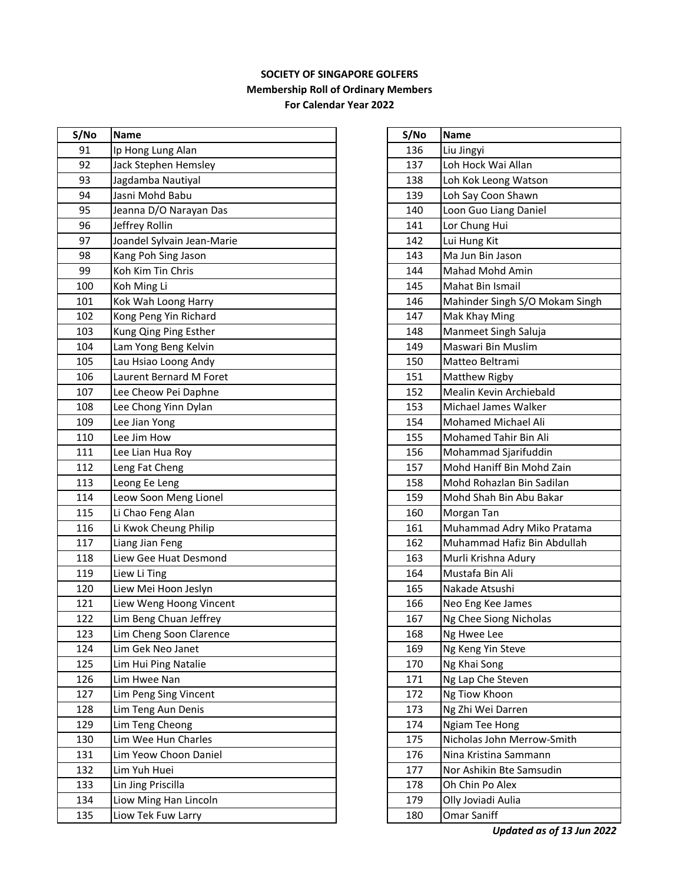**SOCIETY OF SINGAPORE GOLFERS**
**Membership Roll of Ordinary Members**
**For Calendar Year 2022**

| S/No | Name |
|---|---|
| 91 | Ip Hong Lung Alan |
| 92 | Jack Stephen Hemsley |
| 93 | Jagdamba Nautiyal |
| 94 | Jasni Mohd Babu |
| 95 | Jeanna D/O Narayan Das |
| 96 | Jeffrey Rollin |
| 97 | Joandel Sylvain Jean-Marie |
| 98 | Kang Poh Sing Jason |
| 99 | Koh Kim Tin Chris |
| 100 | Koh Ming Li |
| 101 | Kok Wah Loong Harry |
| 102 | Kong Peng Yin Richard |
| 103 | Kung Qing Ping Esther |
| 104 | Lam Yong Beng Kelvin |
| 105 | Lau Hsiao Loong Andy |
| 106 | Laurent Bernard M Foret |
| 107 | Lee Cheow Pei Daphne |
| 108 | Lee Chong Yinn Dylan |
| 109 | Lee Jian Yong |
| 110 | Lee Jim How |
| 111 | Lee Lian Hua Roy |
| 112 | Leng Fat Cheng |
| 113 | Leong Ee Leng |
| 114 | Leow Soon Meng Lionel |
| 115 | Li Chao Feng Alan |
| 116 | Li Kwok Cheung Philip |
| 117 | Liang Jian Feng |
| 118 | Liew Gee Huat Desmond |
| 119 | Liew Li Ting |
| 120 | Liew Mei Hoon Jeslyn |
| 121 | Liew Weng Hoong Vincent |
| 122 | Lim Beng Chuan Jeffrey |
| 123 | Lim Cheng Soon Clarence |
| 124 | Lim Gek Neo Janet |
| 125 | Lim Hui Ping Natalie |
| 126 | Lim Hwee Nan |
| 127 | Lim Peng Sing Vincent |
| 128 | Lim Teng Aun Denis |
| 129 | Lim Teng Cheong |
| 130 | Lim Wee Hun Charles |
| 131 | Lim Yeow Choon Daniel |
| 132 | Lim Yuh Huei |
| 133 | Lin Jing Priscilla |
| 134 | Liow Ming Han Lincoln |
| 135 | Liow Tek Fuw Larry |
| 136 | Liu Jingyi |
| 137 | Loh Hock Wai Allan |
| 138 | Loh Kok Leong Watson |
| 139 | Loh Say Coon Shawn |
| 140 | Loon Guo Liang Daniel |
| 141 | Lor Chung Hui |
| 142 | Lui Hung Kit |
| 143 | Ma Jun Bin Jason |
| 144 | Mahad Mohd Amin |
| 145 | Mahat Bin Ismail |
| 146 | Mahinder Singh S/O Mokam Singh |
| 147 | Mak Khay Ming |
| 148 | Manmeet Singh Saluja |
| 149 | Maswari Bin Muslim |
| 150 | Matteo Beltrami |
| 151 | Matthew Rigby |
| 152 | Mealin Kevin Archiebald |
| 153 | Michael James Walker |
| 154 | Mohamed Michael Ali |
| 155 | Mohamed Tahir Bin Ali |
| 156 | Mohammad Sjarifuddin |
| 157 | Mohd Haniff Bin Mohd Zain |
| 158 | Mohd Rohazlan Bin Sadilan |
| 159 | Mohd Shah Bin Abu Bakar |
| 160 | Morgan Tan |
| 161 | Muhammad Adry Miko Pratama |
| 162 | Muhammad Hafiz Bin Abdullah |
| 163 | Murli Krishna Adury |
| 164 | Mustafa Bin Ali |
| 165 | Nakade Atsushi |
| 166 | Neo Eng Kee James |
| 167 | Ng Chee Siong Nicholas |
| 168 | Ng Hwee Lee |
| 169 | Ng Keng Yin Steve |
| 170 | Ng Khai Song |
| 171 | Ng Lap Che Steven |
| 172 | Ng Tiow Khoon |
| 173 | Ng Zhi Wei Darren |
| 174 | Ngiam Tee Hong |
| 175 | Nicholas John Merrow-Smith |
| 176 | Nina Kristina Sammann |
| 177 | Nor Ashikin Bte Samsudin |
| 178 | Oh Chin Po Alex |
| 179 | Olly Joviadi Aulia |
| 180 | Omar Saniff |

***Updated as of 13 Jun 2022***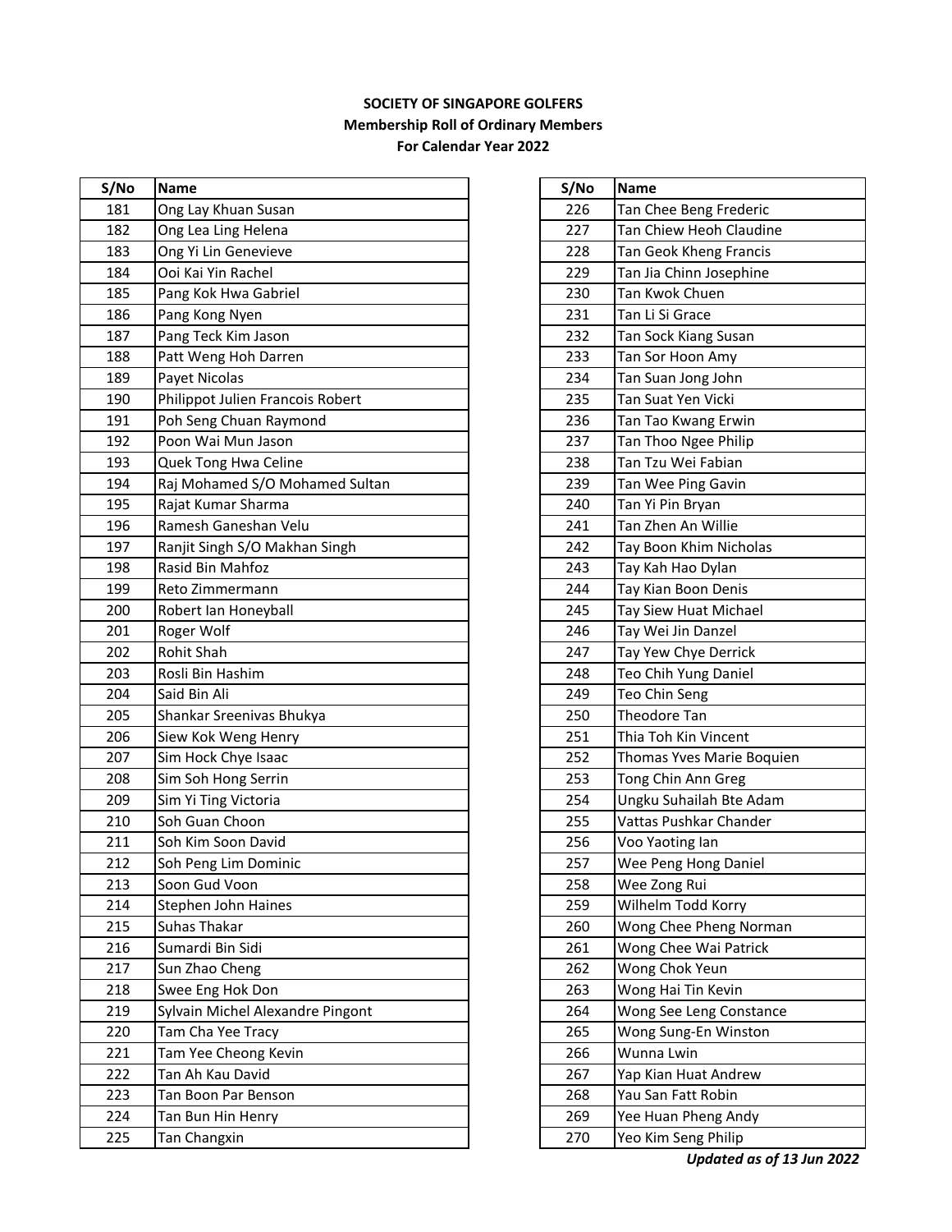**SOCIETY OF SINGAPORE GOLFERS**
**Membership Roll of Ordinary Members**
**For Calendar Year 2022**

| S/No | Name |
|---|---|
| 181 | Ong Lay Khuan Susan |
| 182 | Ong Lea Ling Helena |
| 183 | Ong Yi Lin Genevieve |
| 184 | Ooi Kai Yin Rachel |
| 185 | Pang Kok Hwa Gabriel |
| 186 | Pang Kong Nyen |
| 187 | Pang Teck Kim Jason |
| 188 | Patt Weng Hoh Darren |
| 189 | Payet Nicolas |
| 190 | Philippot Julien Francois Robert |
| 191 | Poh Seng Chuan Raymond |
| 192 | Poon Wai Mun Jason |
| 193 | Quek Tong Hwa Celine |
| 194 | Raj Mohamed S/O Mohamed Sultan |
| 195 | Rajat Kumar Sharma |
| 196 | Ramesh Ganeshan Velu |
| 197 | Ranjit Singh S/O Makhan Singh |
| 198 | Rasid Bin Mahfoz |
| 199 | Reto Zimmermann |
| 200 | Robert Ian Honeyball |
| 201 | Roger Wolf |
| 202 | Rohit Shah |
| 203 | Rosli Bin Hashim |
| 204 | Said Bin Ali |
| 205 | Shankar Sreenivas Bhukya |
| 206 | Siew Kok Weng Henry |
| 207 | Sim Hock Chye Isaac |
| 208 | Sim Soh Hong Serrin |
| 209 | Sim Yi Ting Victoria |
| 210 | Soh Guan Choon |
| 211 | Soh Kim Soon David |
| 212 | Soh Peng Lim Dominic |
| 213 | Soon Gud Voon |
| 214 | Stephen John Haines |
| 215 | Suhas Thakar |
| 216 | Sumardi Bin Sidi |
| 217 | Sun Zhao Cheng |
| 218 | Swee Eng Hok Don |
| 219 | Sylvain Michel Alexandre Pingont |
| 220 | Tam Cha Yee Tracy |
| 221 | Tam Yee Cheong Kevin |
| 222 | Tan Ah Kau David |
| 223 | Tan Boon Par Benson |
| 224 | Tan Bun Hin Henry |
| 225 | Tan Changxin |
| 226 | Tan Chee Beng Frederic |
| 227 | Tan Chiew Heoh Claudine |
| 228 | Tan Geok Kheng Francis |
| 229 | Tan Jia Chinn Josephine |
| 230 | Tan Kwok Chuen |
| 231 | Tan Li Si Grace |
| 232 | Tan Sock Kiang Susan |
| 233 | Tan Sor Hoon Amy |
| 234 | Tan Suan Jong John |
| 235 | Tan Suat Yen Vicki |
| 236 | Tan Tao Kwang Erwin |
| 237 | Tan Thoo Ngee Philip |
| 238 | Tan Tzu Wei Fabian |
| 239 | Tan Wee Ping Gavin |
| 240 | Tan Yi Pin Bryan |
| 241 | Tan Zhen An Willie |
| 242 | Tay Boon Khim Nicholas |
| 243 | Tay Kah Hao Dylan |
| 244 | Tay Kian Boon Denis |
| 245 | Tay Siew Huat Michael |
| 246 | Tay Wei Jin Danzel |
| 247 | Tay Yew Chye Derrick |
| 248 | Teo Chih Yung Daniel |
| 249 | Teo Chin Seng |
| 250 | Theodore Tan |
| 251 | Thia Toh Kin Vincent |
| 252 | Thomas Yves Marie Boquien |
| 253 | Tong Chin Ann Greg |
| 254 | Ungku Suhailah Bte Adam |
| 255 | Vattas Pushkar Chander |
| 256 | Voo Yaoting Ian |
| 257 | Wee Peng Hong Daniel |
| 258 | Wee Zong Rui |
| 259 | Wilhelm Todd Korry |
| 260 | Wong Chee Pheng Norman |
| 261 | Wong Chee Wai Patrick |
| 262 | Wong Chok Yeun |
| 263 | Wong Hai Tin Kevin |
| 264 | Wong See Leng Constance |
| 265 | Wong Sung-En Winston |
| 266 | Wunna Lwin |
| 267 | Yap Kian Huat Andrew |
| 268 | Yau San Fatt Robin |
| 269 | Yee Huan Pheng Andy |
| 270 | Yeo Kim Seng Philip |

***Updated as of 13 Jun 2022***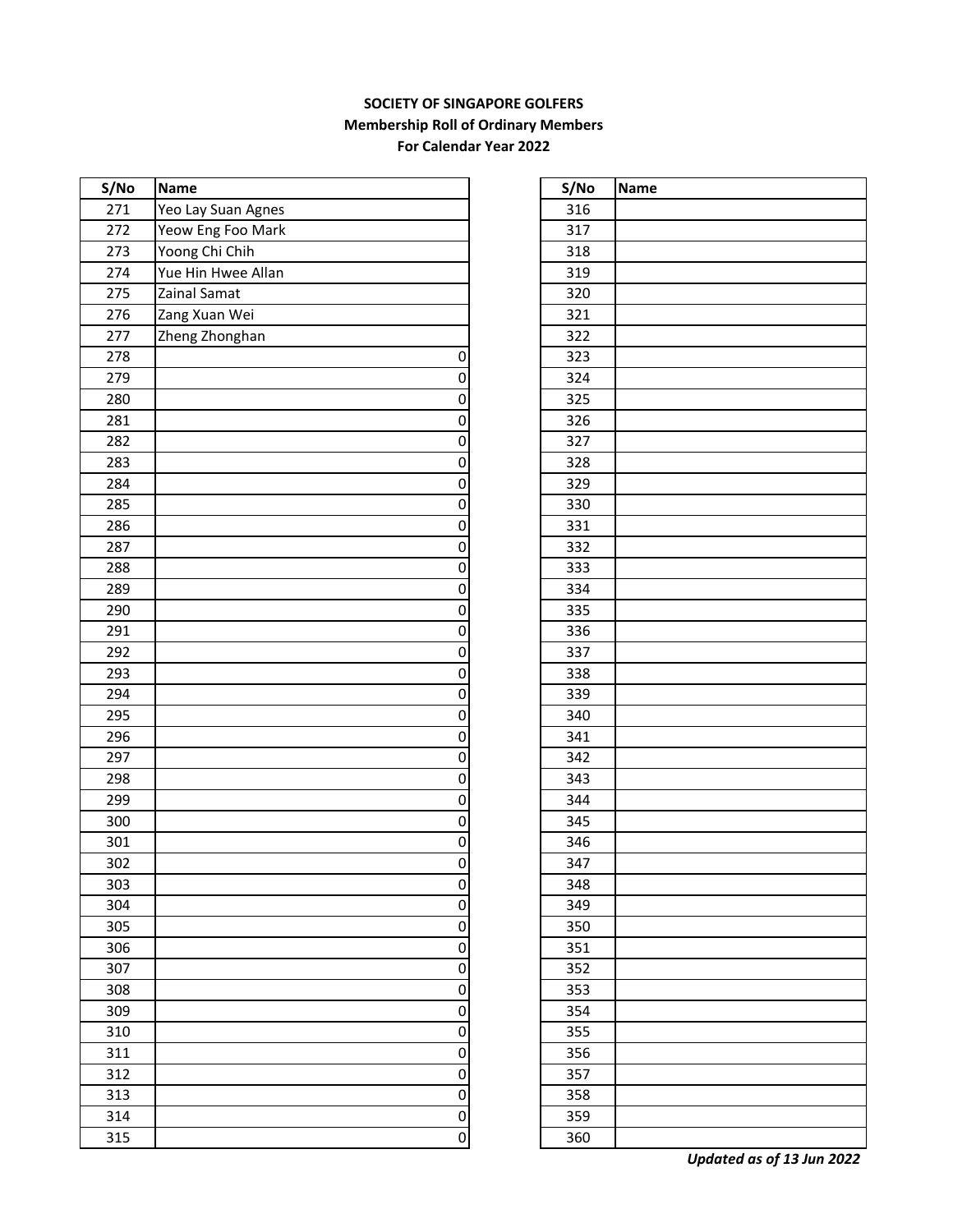**SOCIETY OF SINGAPORE GOLFERS**
**Membership Roll of Ordinary Members**
**For Calendar Year 2022**

| S/No | Name |
|---|---|
| 271 | Yeo Lay Suan Agnes |
| 272 | Yeow Eng Foo Mark |
| 273 | Yoong Chi Chih |
| 274 | Yue Hin Hwee Allan |
| 275 | Zainal Samat |
| 276 | Zang Xuan Wei |
| 277 | Zheng Zhonghan |
| 278 | 0 |
| 279 | 0 |
| 280 | 0 |
| 281 | 0 |
| 282 | 0 |
| 283 | 0 |
| 284 | 0 |
| 285 | 0 |
| 286 | 0 |
| 287 | 0 |
| 288 | 0 |
| 289 | 0 |
| 290 | 0 |
| 291 | 0 |
| 292 | 0 |
| 293 | 0 |
| 294 | 0 |
| 295 | 0 |
| 296 | 0 |
| 297 | 0 |
| 298 | 0 |
| 299 | 0 |
| 300 | 0 |
| 301 | 0 |
| 302 | 0 |
| 303 | 0 |
| 304 | 0 |
| 305 | 0 |
| 306 | 0 |
| 307 | 0 |
| 308 | 0 |
| 309 | 0 |
| 310 | 0 |
| 311 | 0 |
| 312 | 0 |
| 313 | 0 |
| 314 | 0 |
| 315 | 0 |

| S/No | Name |
|---|---|
| 316 | |
| 317 | |
| 318 | |
| 319 | |
| 320 | |
| 321 | |
| 322 | |
| 323 | |
| 324 | |
| 325 | |
| 326 | |
| 327 | |
| 328 | |
| 329 | |
| 330 | |
| 331 | |
| 332 | |
| 333 | |
| 334 | |
| 335 | |
| 336 | |
| 337 | |
| 338 | |
| 339 | |
| 340 | |
| 341 | |
| 342 | |
| 343 | |
| 344 | |
| 345 | |
| 346 | |
| 347 | |
| 348 | |
| 349 | |
| 350 | |
| 351 | |
| 352 | |
| 353 | |
| 354 | |
| 355 | |
| 356 | |
| 357 | |
| 358 | |
| 359 | |
| 360 | |

***Updated as of 13 Jun 2022***